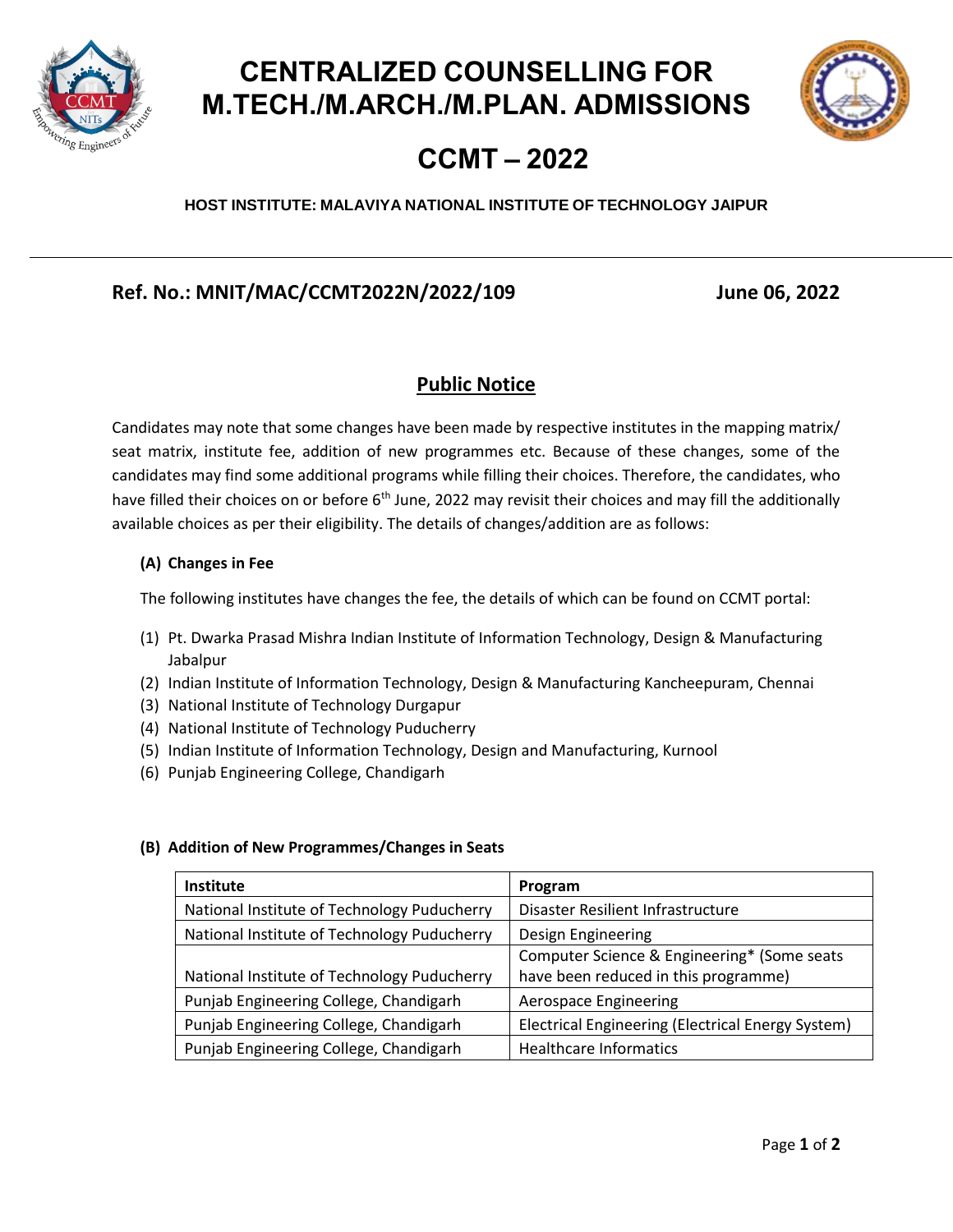# CENTRALIZED COUNSELLING FOR M.TECH./M.ARCH./M.PLAN. ADMISSIONS

# CCMT – 2022

**HOST INSTITUTE: MALAVIYA NATIONAL INSTITUTE OF TECHNOLOGY JAIPUR**

---

**Ref. No.: MNIT/MAC/CCMT2022N/2022/109** **June 06, 2022**

## Public Notice

Candidates may note that some changes have been made by respective institutes in the mapping matrix/ seat matrix, institute fee, addition of new programmes etc. Because of these changes, some of the candidates may find some additional programs while filling their choices. Therefore, the candidates, who have filled their choices on or before 6th June, 2022 may revisit their choices and may fill the additionally available choices as per their eligibility. The details of changes/addition are as follows:

**(A) Changes in Fee**

The following institutes have changes the fee, the details of which can be found on CCMT portal:

(1) Pt. Dwarka Prasad Mishra Indian Institute of Information Technology, Design & Manufacturing Jabalpur
(2) Indian Institute of Information Technology, Design & Manufacturing Kancheepuram, Chennai
(3) National Institute of Technology Durgapur
(4) National Institute of Technology Puducherry
(5) Indian Institute of Information Technology, Design and Manufacturing, Kurnool
(6) Punjab Engineering College, Chandigarh

**(B) Addition of New Programmes/Changes in Seats**

| Institute | Program |
|---|---|
| National Institute of Technology Puducherry | Disaster Resilient Infrastructure |
| National Institute of Technology Puducherry | Design Engineering |
| National Institute of Technology Puducherry | Computer Science & Engineering* (Some seats have been reduced in this programme) |
| Punjab Engineering College, Chandigarh | Aerospace Engineering |
| Punjab Engineering College, Chandigarh | Electrical Engineering (Electrical Energy System) |
| Punjab Engineering College, Chandigarh | Healthcare Informatics |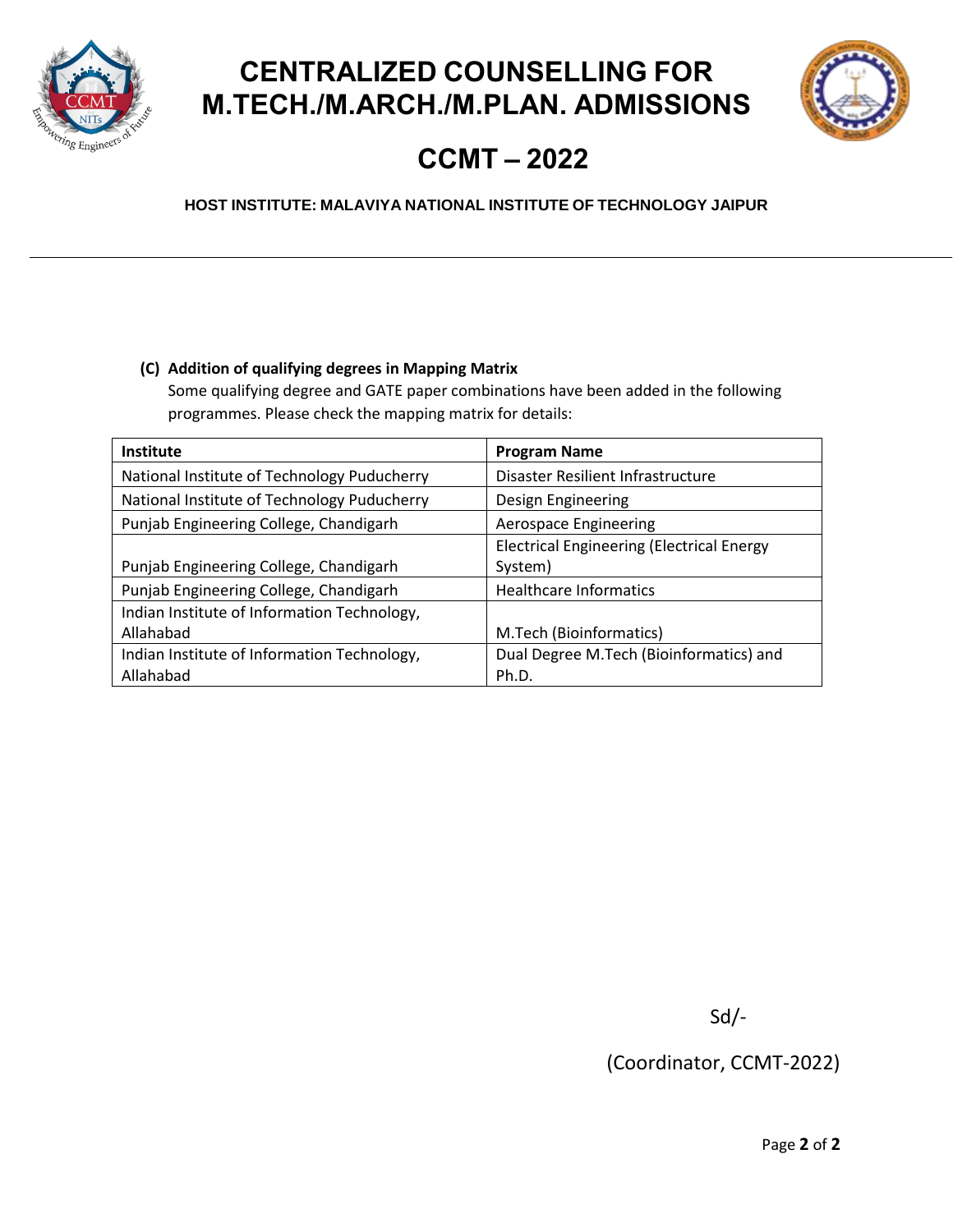# CENTRALIZED COUNSELLING FOR M.TECH./M.ARCH./M.PLAN. ADMISSIONS

# CCMT – 2022

**HOST INSTITUTE: MALAVIYA NATIONAL INSTITUTE OF TECHNOLOGY JAIPUR**

---

**(C) Addition of qualifying degrees in Mapping Matrix**

Some qualifying degree and GATE paper combinations have been added in the following programmes. Please check the mapping matrix for details:

| Institute | Program Name |
|---|---|
| National Institute of Technology Puducherry | Disaster Resilient Infrastructure |
| National Institute of Technology Puducherry | Design Engineering |
| Punjab Engineering College, Chandigarh | Aerospace Engineering |
| Punjab Engineering College, Chandigarh | Electrical Engineering (Electrical Energy System) |
| Punjab Engineering College, Chandigarh | Healthcare Informatics |
| Indian Institute of Information Technology, Allahabad | M.Tech (Bioinformatics) |
| Indian Institute of Information Technology, Allahabad | Dual Degree M.Tech (Bioinformatics) and Ph.D. |

Sd/-

(Coordinator, CCMT-2022)